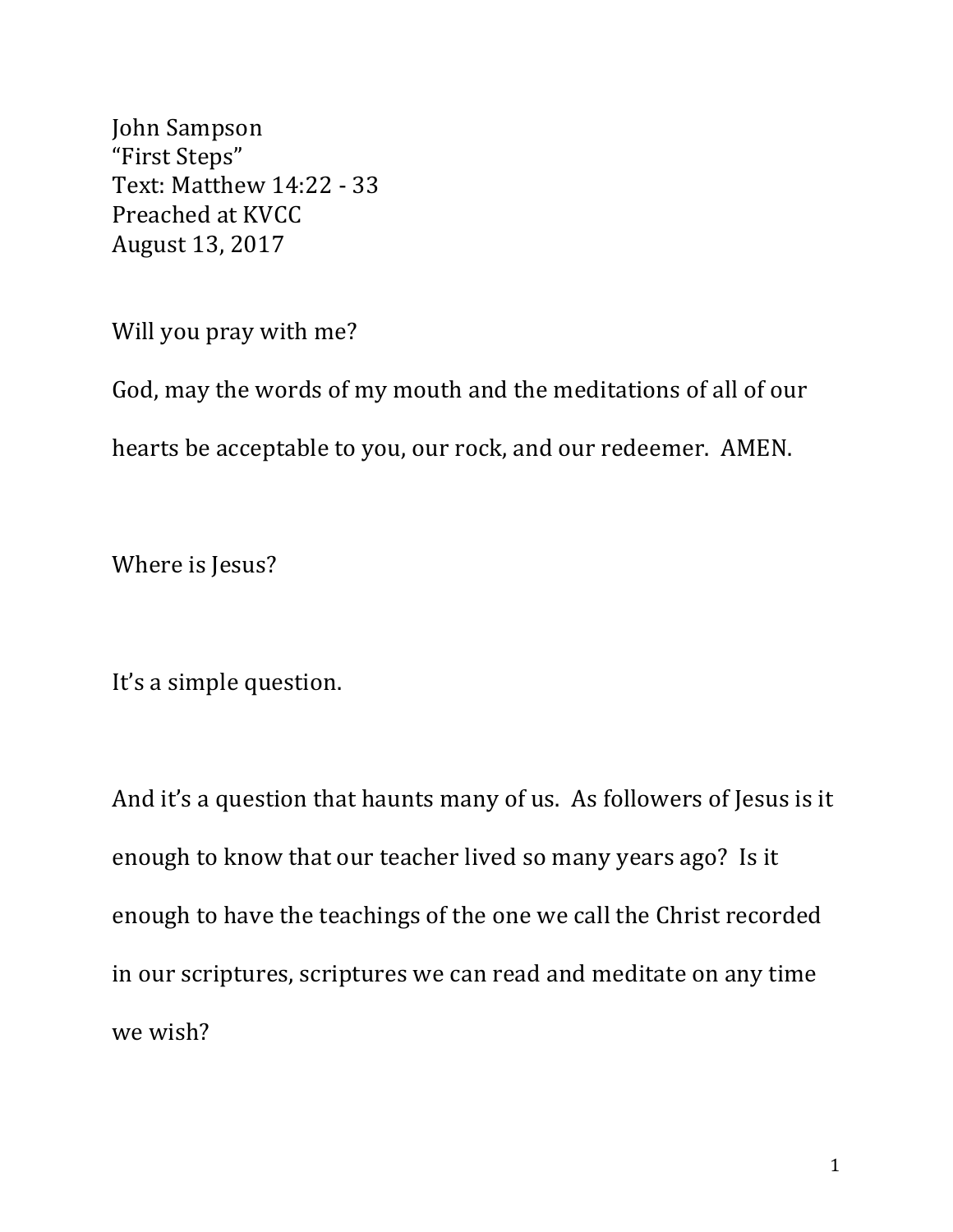John Sampson
"First Steps"
Text: Matthew 14:22 - 33
Preached at KVCC
August 13, 2017

Will you pray with me?

God, may the words of my mouth and the meditations of all of our hearts be acceptable to you, our rock, and our redeemer. AMEN.

Where is Jesus?

It's a simple question.

And it's a question that haunts many of us. As followers of Jesus is it enough to know that our teacher lived so many years ago? Is it enough to have the teachings of the one we call the Christ recorded in our scriptures, scriptures we can read and meditate on any time we wish?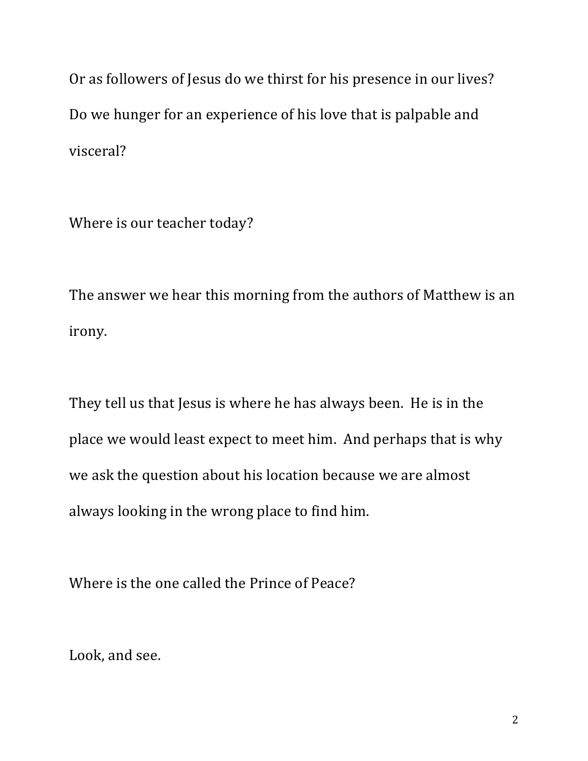Or as followers of Jesus do we thirst for his presence in our lives? Do we hunger for an experience of his love that is palpable and visceral?

Where is our teacher today?

The answer we hear this morning from the authors of Matthew is an irony.

They tell us that Jesus is where he has always been. He is in the place we would least expect to meet him. And perhaps that is why we ask the question about his location because we are almost always looking in the wrong place to find him.

Where is the one called the Prince of Peace?

Look, and see.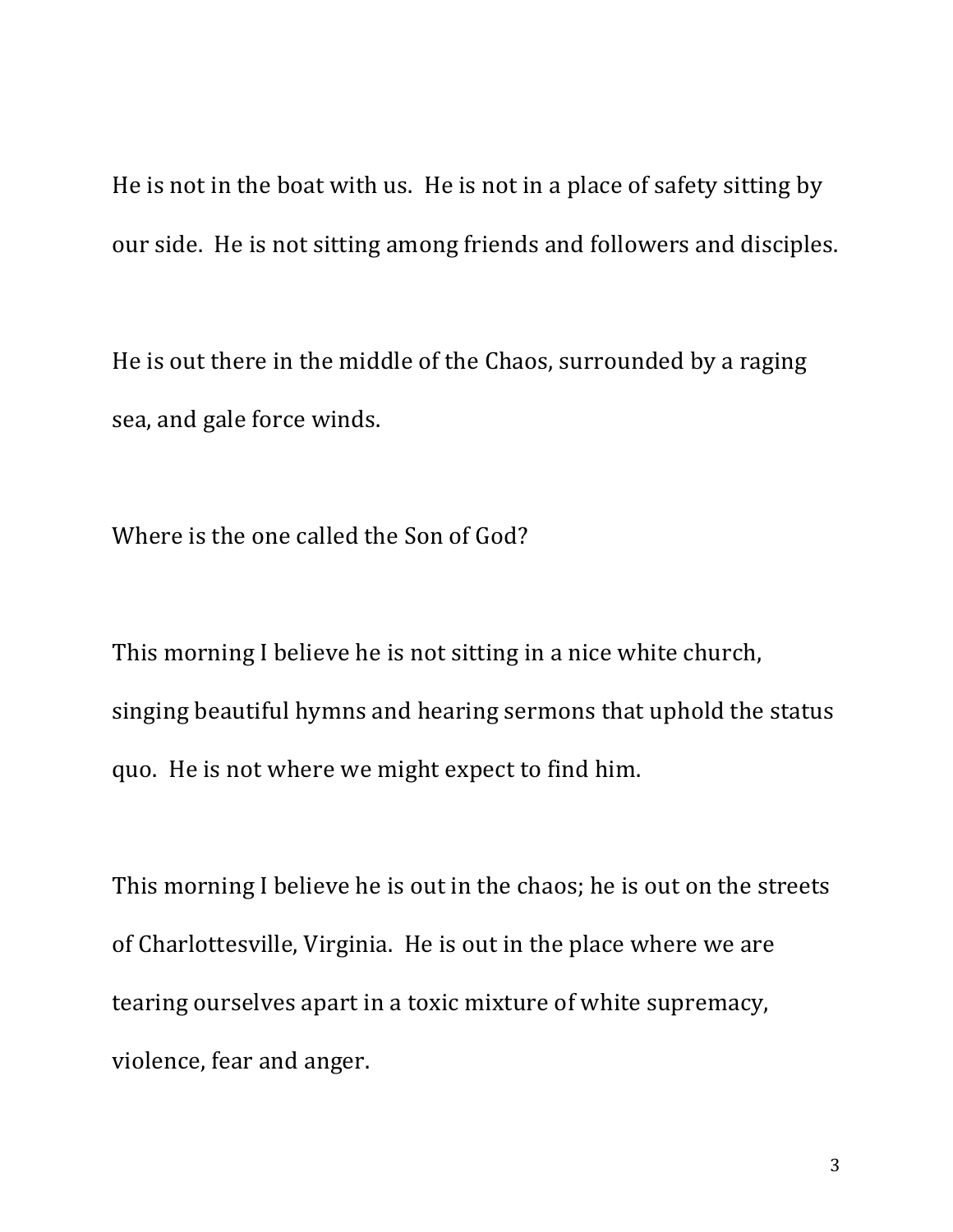He is not in the boat with us. He is not in a place of safety sitting by our side. He is not sitting among friends and followers and disciples.

He is out there in the middle of the Chaos, surrounded by a raging sea, and gale force winds.

Where is the one called the Son of God?

This morning I believe he is not sitting in a nice white church, singing beautiful hymns and hearing sermons that uphold the status quo. He is not where we might expect to find him.

This morning I believe he is out in the chaos; he is out on the streets of Charlottesville, Virginia. He is out in the place where we are tearing ourselves apart in a toxic mixture of white supremacy, violence, fear and anger.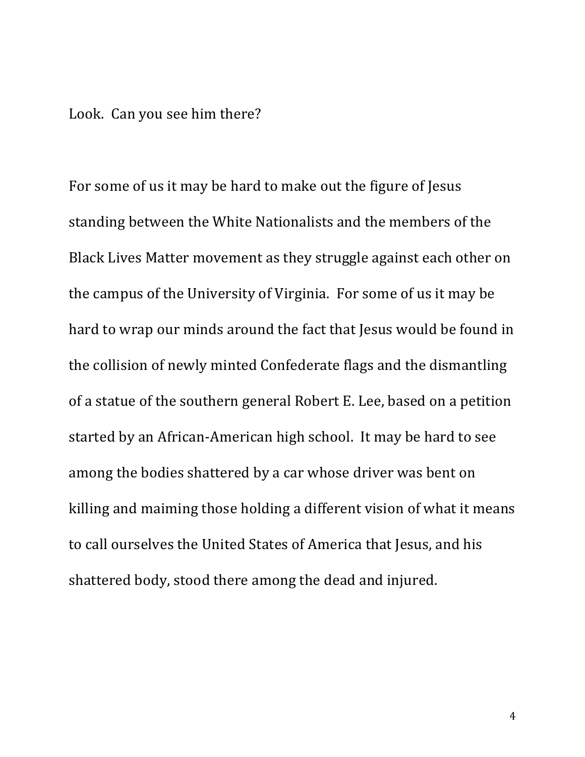Look.  Can you see him there?

For some of us it may be hard to make out the figure of Jesus standing between the White Nationalists and the members of the Black Lives Matter movement as they struggle against each other on the campus of the University of Virginia.  For some of us it may be hard to wrap our minds around the fact that Jesus would be found in the collision of newly minted Confederate flags and the dismantling of a statue of the southern general Robert E. Lee, based on a petition started by an African-American high school.  It may be hard to see among the bodies shattered by a car whose driver was bent on killing and maiming those holding a different vision of what it means to call ourselves the United States of America that Jesus, and his shattered body, stood there among the dead and injured.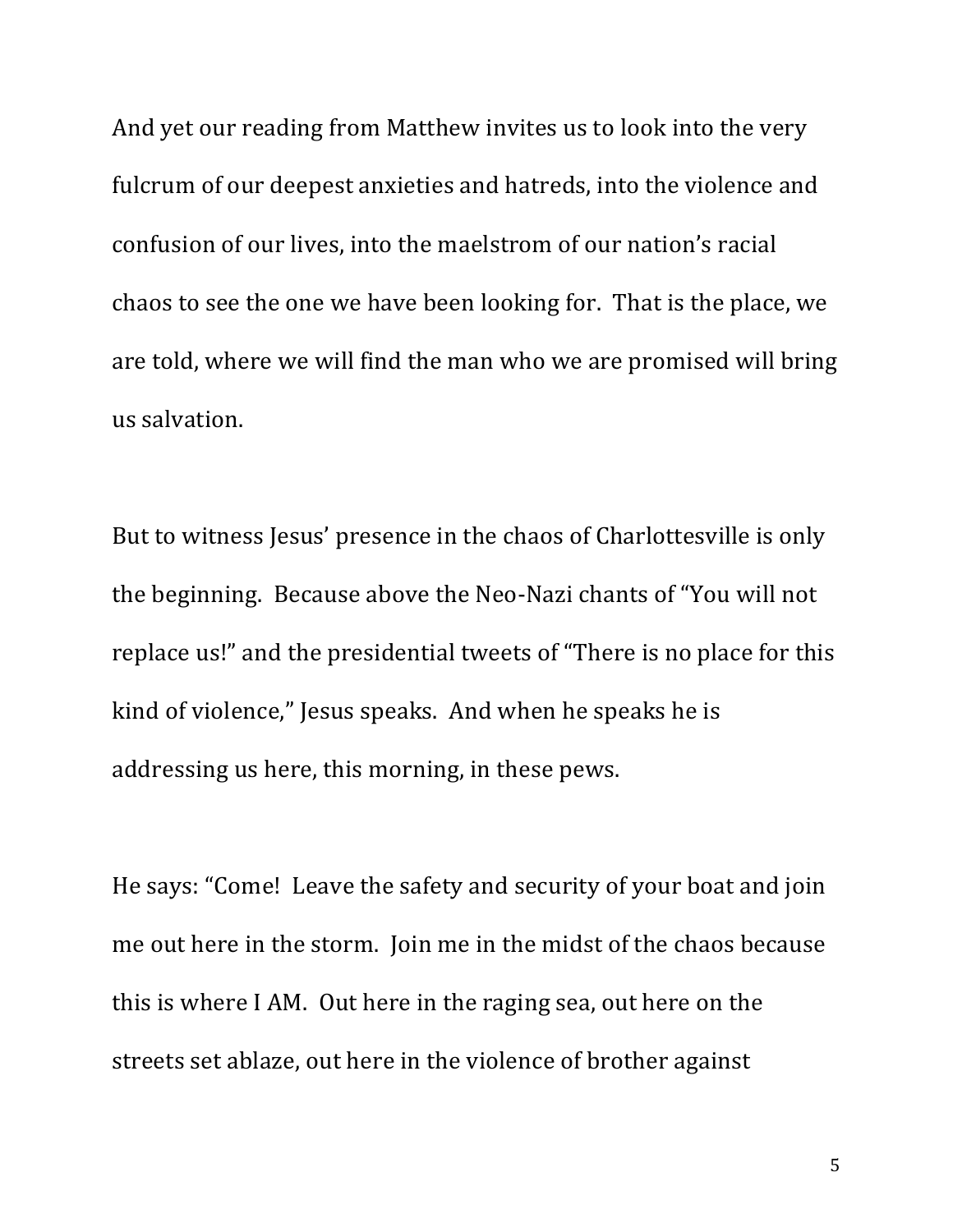And yet our reading from Matthew invites us to look into the very fulcrum of our deepest anxieties and hatreds, into the violence and confusion of our lives, into the maelstrom of our nation's racial chaos to see the one we have been looking for. That is the place, we are told, where we will find the man who we are promised will bring us salvation.

But to witness Jesus' presence in the chaos of Charlottesville is only the beginning. Because above the Neo-Nazi chants of "You will not replace us!" and the presidential tweets of "There is no place for this kind of violence," Jesus speaks. And when he speaks he is addressing us here, this morning, in these pews.

He says: "Come! Leave the safety and security of your boat and join me out here in the storm. Join me in the midst of the chaos because this is where I AM. Out here in the raging sea, out here on the streets set ablaze, out here in the violence of brother against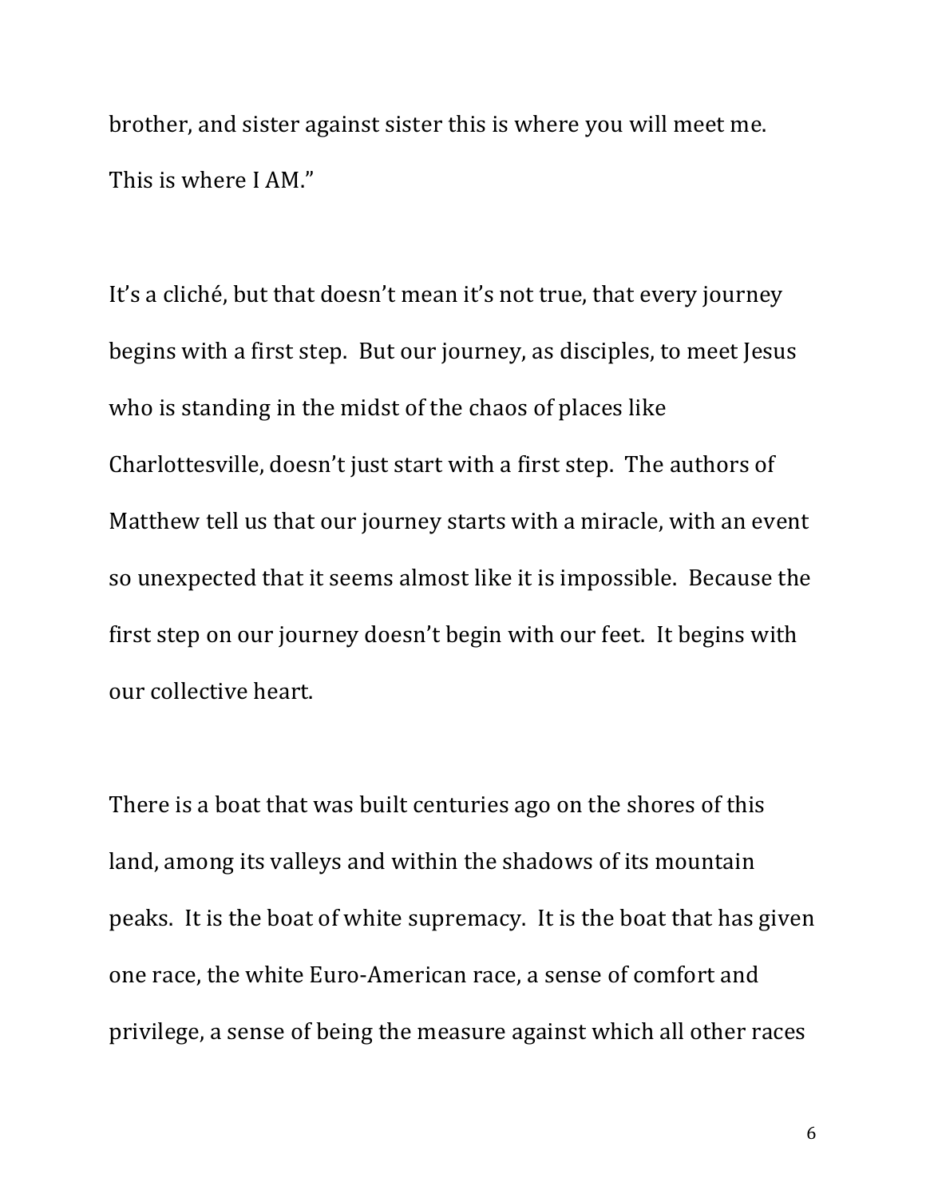brother, and sister against sister this is where you will meet me. This is where I AM."

It's a cliché, but that doesn't mean it's not true, that every journey begins with a first step. But our journey, as disciples, to meet Jesus who is standing in the midst of the chaos of places like Charlottesville, doesn't just start with a first step. The authors of Matthew tell us that our journey starts with a miracle, with an event so unexpected that it seems almost like it is impossible. Because the first step on our journey doesn't begin with our feet. It begins with our collective heart.

There is a boat that was built centuries ago on the shores of this land, among its valleys and within the shadows of its mountain peaks. It is the boat of white supremacy. It is the boat that has given one race, the white Euro-American race, a sense of comfort and privilege, a sense of being the measure against which all other races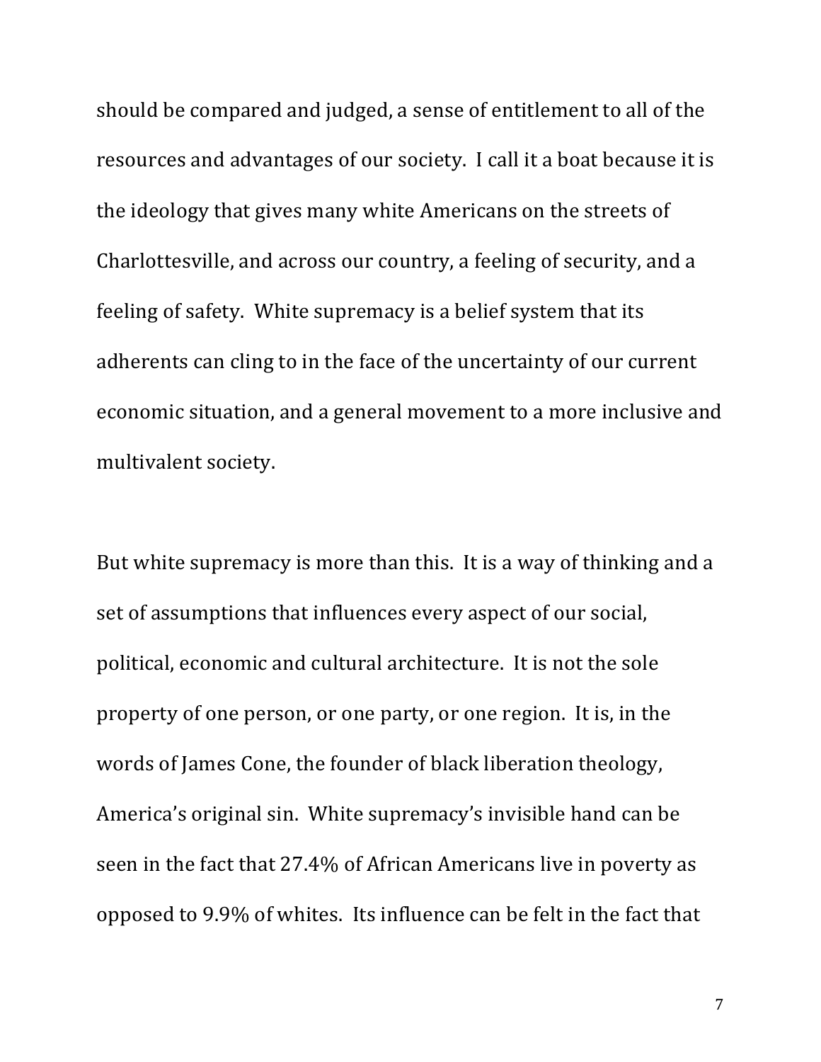should be compared and judged, a sense of entitlement to all of the resources and advantages of our society. I call it a boat because it is the ideology that gives many white Americans on the streets of Charlottesville, and across our country, a feeling of security, and a feeling of safety. White supremacy is a belief system that its adherents can cling to in the face of the uncertainty of our current economic situation, and a general movement to a more inclusive and multivalent society.

But white supremacy is more than this. It is a way of thinking and a set of assumptions that influences every aspect of our social, political, economic and cultural architecture. It is not the sole property of one person, or one party, or one region. It is, in the words of James Cone, the founder of black liberation theology, America's original sin. White supremacy's invisible hand can be seen in the fact that 27.4% of African Americans live in poverty as opposed to 9.9% of whites. Its influence can be felt in the fact that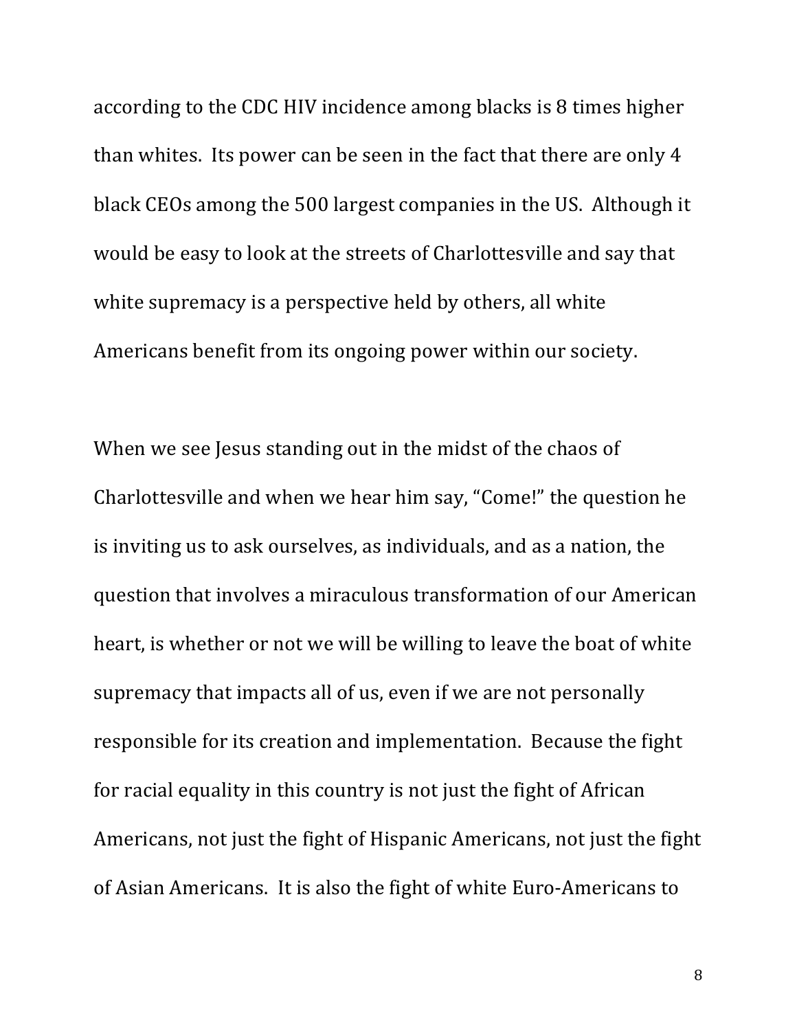according to the CDC HIV incidence among blacks is 8 times higher than whites. Its power can be seen in the fact that there are only 4 black CEOs among the 500 largest companies in the US. Although it would be easy to look at the streets of Charlottesville and say that white supremacy is a perspective held by others, all white Americans benefit from its ongoing power within our society.

When we see Jesus standing out in the midst of the chaos of Charlottesville and when we hear him say, "Come!" the question he is inviting us to ask ourselves, as individuals, and as a nation, the question that involves a miraculous transformation of our American heart, is whether or not we will be willing to leave the boat of white supremacy that impacts all of us, even if we are not personally responsible for its creation and implementation. Because the fight for racial equality in this country is not just the fight of African Americans, not just the fight of Hispanic Americans, not just the fight of Asian Americans. It is also the fight of white Euro-Americans to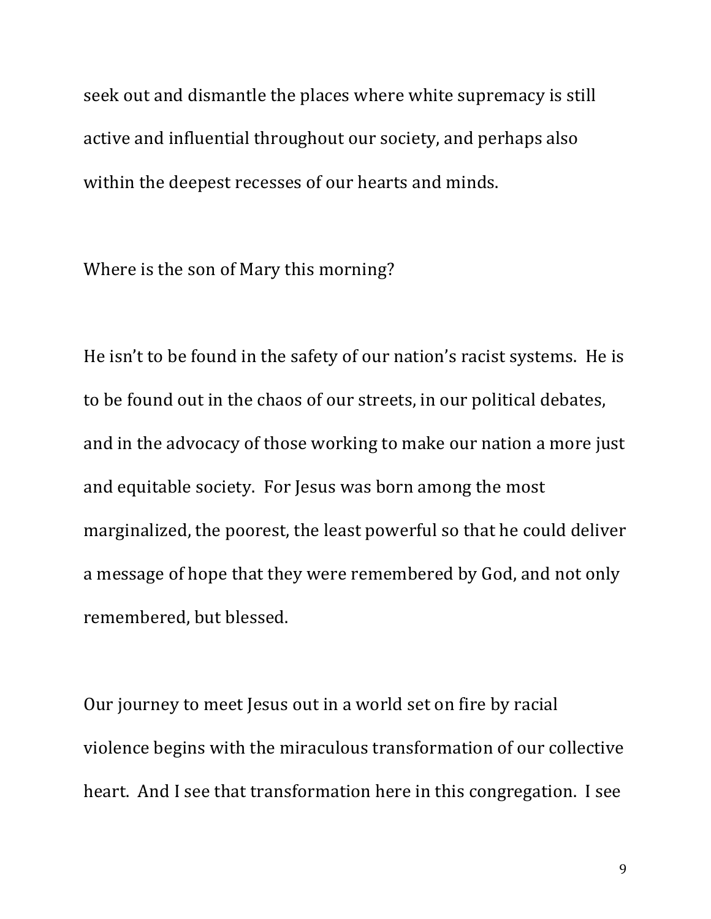seek out and dismantle the places where white supremacy is still active and influential throughout our society, and perhaps also within the deepest recesses of our hearts and minds.

Where is the son of Mary this morning?

He isn't to be found in the safety of our nation's racist systems. He is to be found out in the chaos of our streets, in our political debates, and in the advocacy of those working to make our nation a more just and equitable society. For Jesus was born among the most marginalized, the poorest, the least powerful so that he could deliver a message of hope that they were remembered by God, and not only remembered, but blessed.

Our journey to meet Jesus out in a world set on fire by racial violence begins with the miraculous transformation of our collective heart. And I see that transformation here in this congregation. I see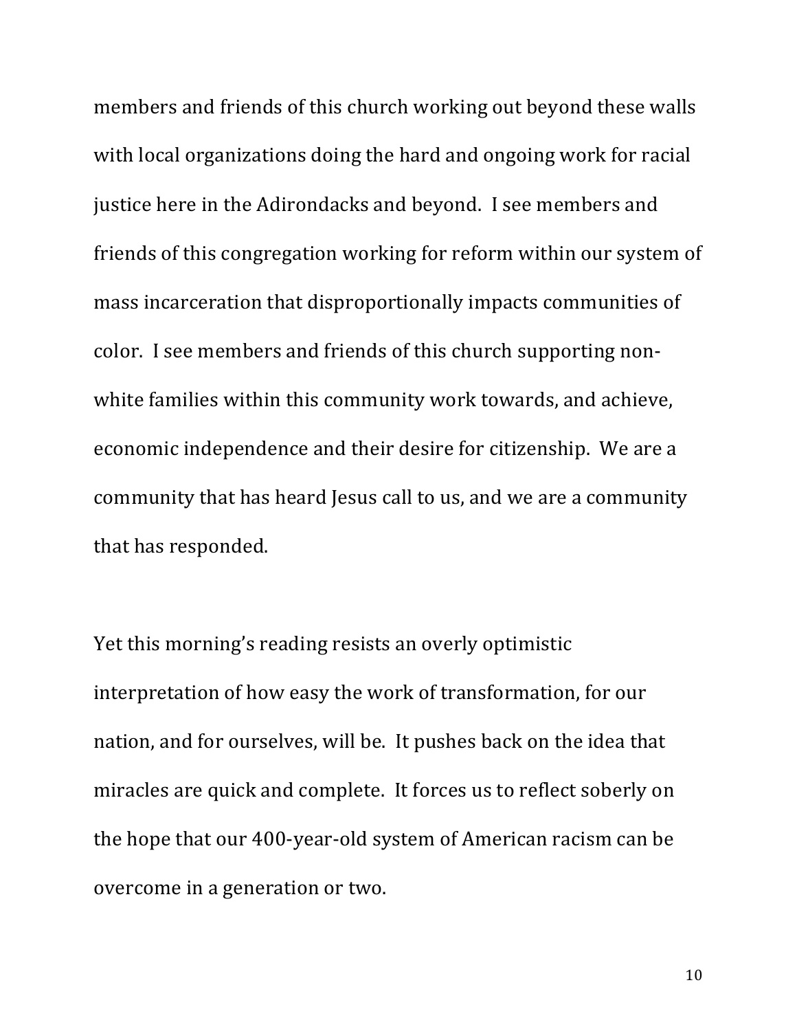members and friends of this church working out beyond these walls with local organizations doing the hard and ongoing work for racial justice here in the Adirondacks and beyond. I see members and friends of this congregation working for reform within our system of mass incarceration that disproportionally impacts communities of color. I see members and friends of this church supporting non-white families within this community work towards, and achieve, economic independence and their desire for citizenship. We are a community that has heard Jesus call to us, and we are a community that has responded.

Yet this morning's reading resists an overly optimistic interpretation of how easy the work of transformation, for our nation, and for ourselves, will be. It pushes back on the idea that miracles are quick and complete. It forces us to reflect soberly on the hope that our 400-year-old system of American racism can be overcome in a generation or two.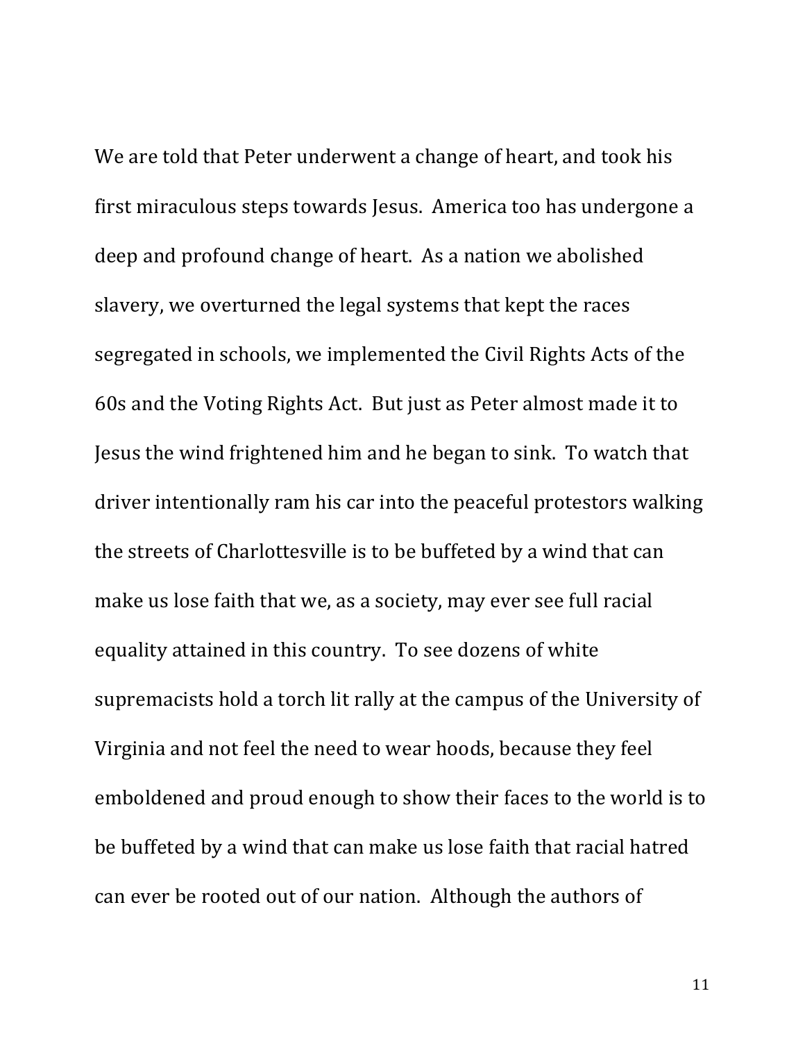We are told that Peter underwent a change of heart, and took his first miraculous steps towards Jesus. America too has undergone a deep and profound change of heart. As a nation we abolished slavery, we overturned the legal systems that kept the races segregated in schools, we implemented the Civil Rights Acts of the 60s and the Voting Rights Act. But just as Peter almost made it to Jesus the wind frightened him and he began to sink. To watch that driver intentionally ram his car into the peaceful protestors walking the streets of Charlottesville is to be buffeted by a wind that can make us lose faith that we, as a society, may ever see full racial equality attained in this country. To see dozens of white supremacists hold a torch lit rally at the campus of the University of Virginia and not feel the need to wear hoods, because they feel emboldened and proud enough to show their faces to the world is to be buffeted by a wind that can make us lose faith that racial hatred can ever be rooted out of our nation. Although the authors of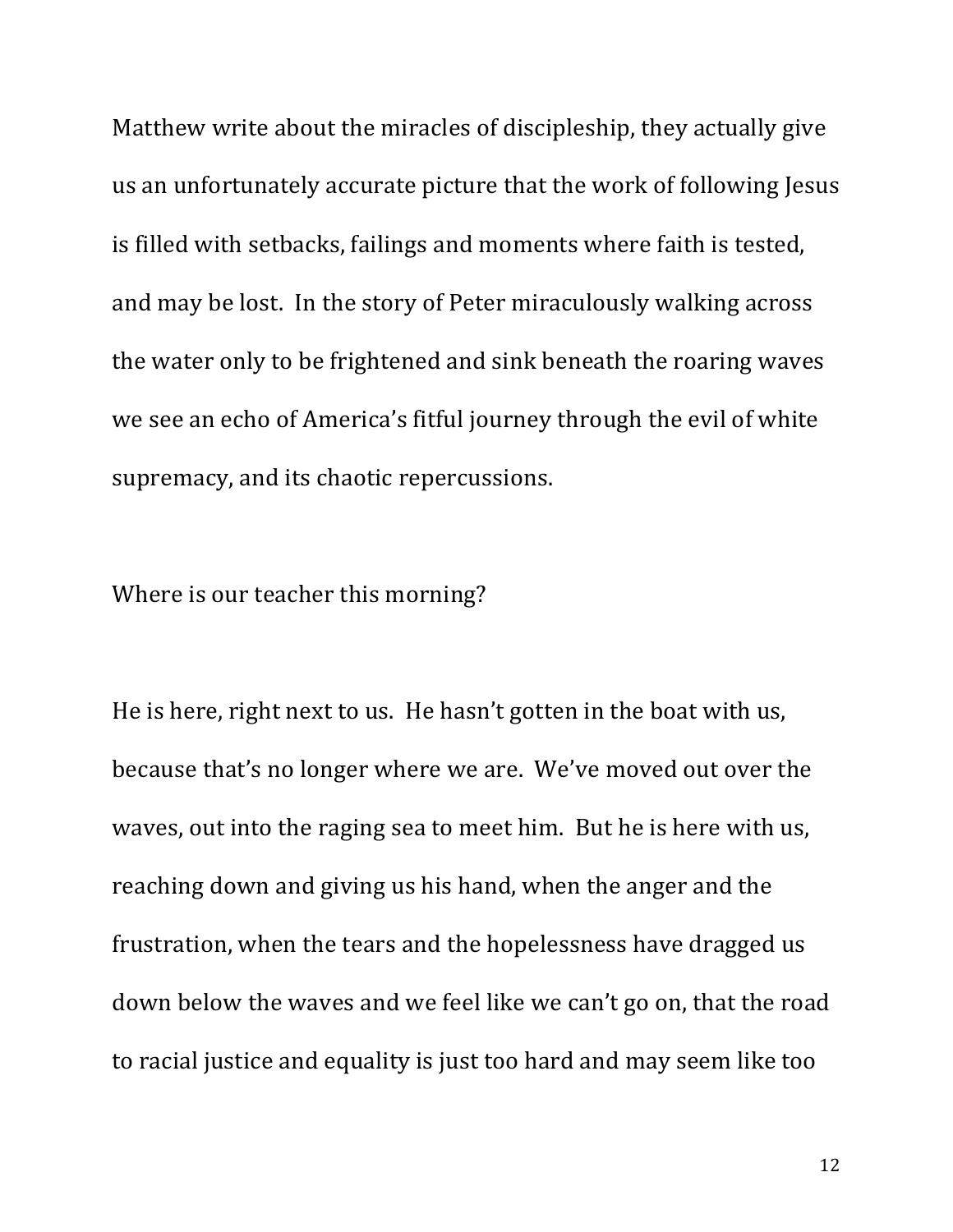Matthew write about the miracles of discipleship, they actually give us an unfortunately accurate picture that the work of following Jesus is filled with setbacks, failings and moments where faith is tested, and may be lost. In the story of Peter miraculously walking across the water only to be frightened and sink beneath the roaring waves we see an echo of America's fitful journey through the evil of white supremacy, and its chaotic repercussions.

Where is our teacher this morning?

He is here, right next to us. He hasn't gotten in the boat with us, because that's no longer where we are. We've moved out over the waves, out into the raging sea to meet him. But he is here with us, reaching down and giving us his hand, when the anger and the frustration, when the tears and the hopelessness have dragged us down below the waves and we feel like we can't go on, that the road to racial justice and equality is just too hard and may seem like too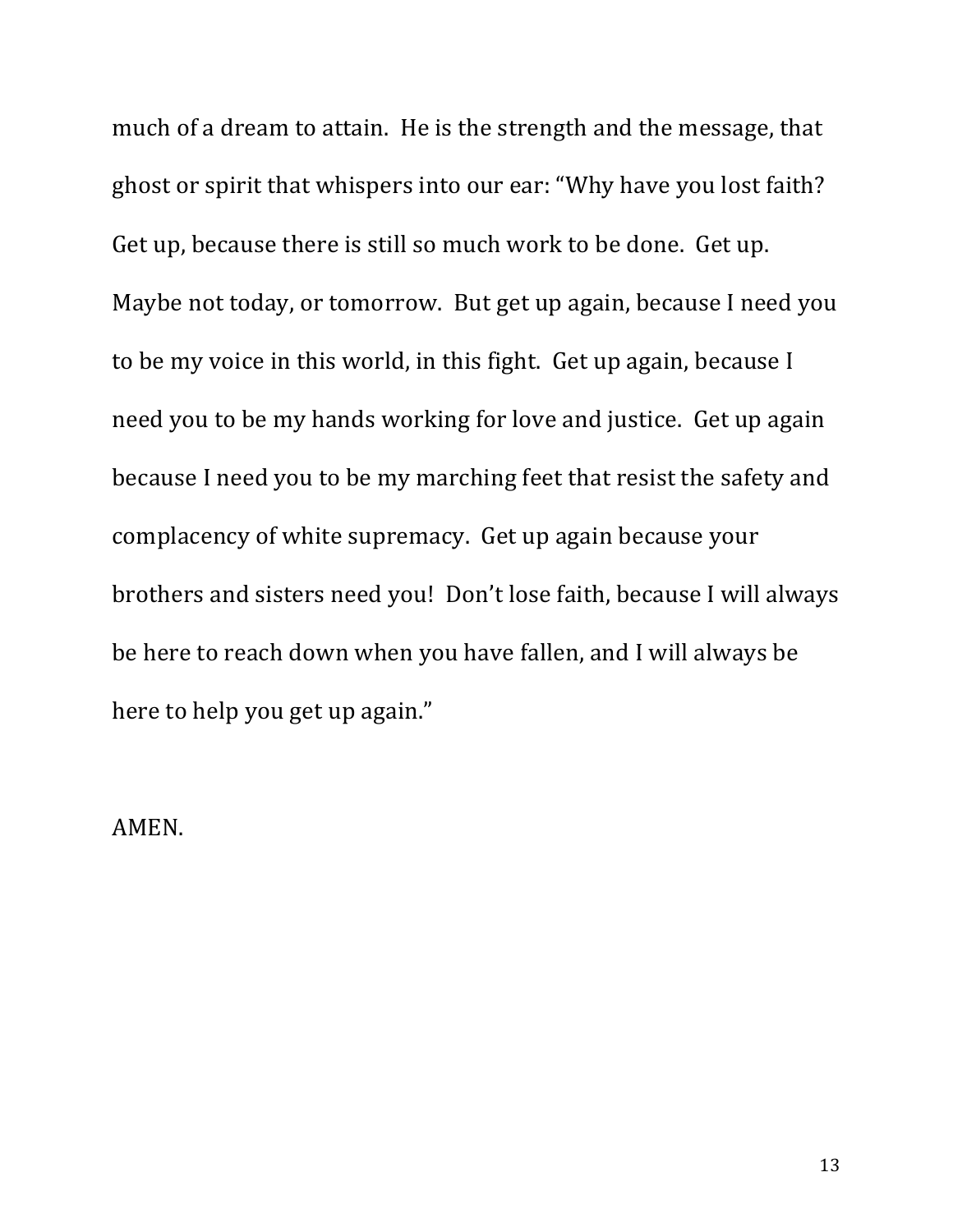much of a dream to attain. He is the strength and the message, that ghost or spirit that whispers into our ear: "Why have you lost faith? Get up, because there is still so much work to be done. Get up. Maybe not today, or tomorrow. But get up again, because I need you to be my voice in this world, in this fight. Get up again, because I need you to be my hands working for love and justice. Get up again because I need you to be my marching feet that resist the safety and complacency of white supremacy. Get up again because your brothers and sisters need you! Don't lose faith, because I will always be here to reach down when you have fallen, and I will always be here to help you get up again."

AMEN.